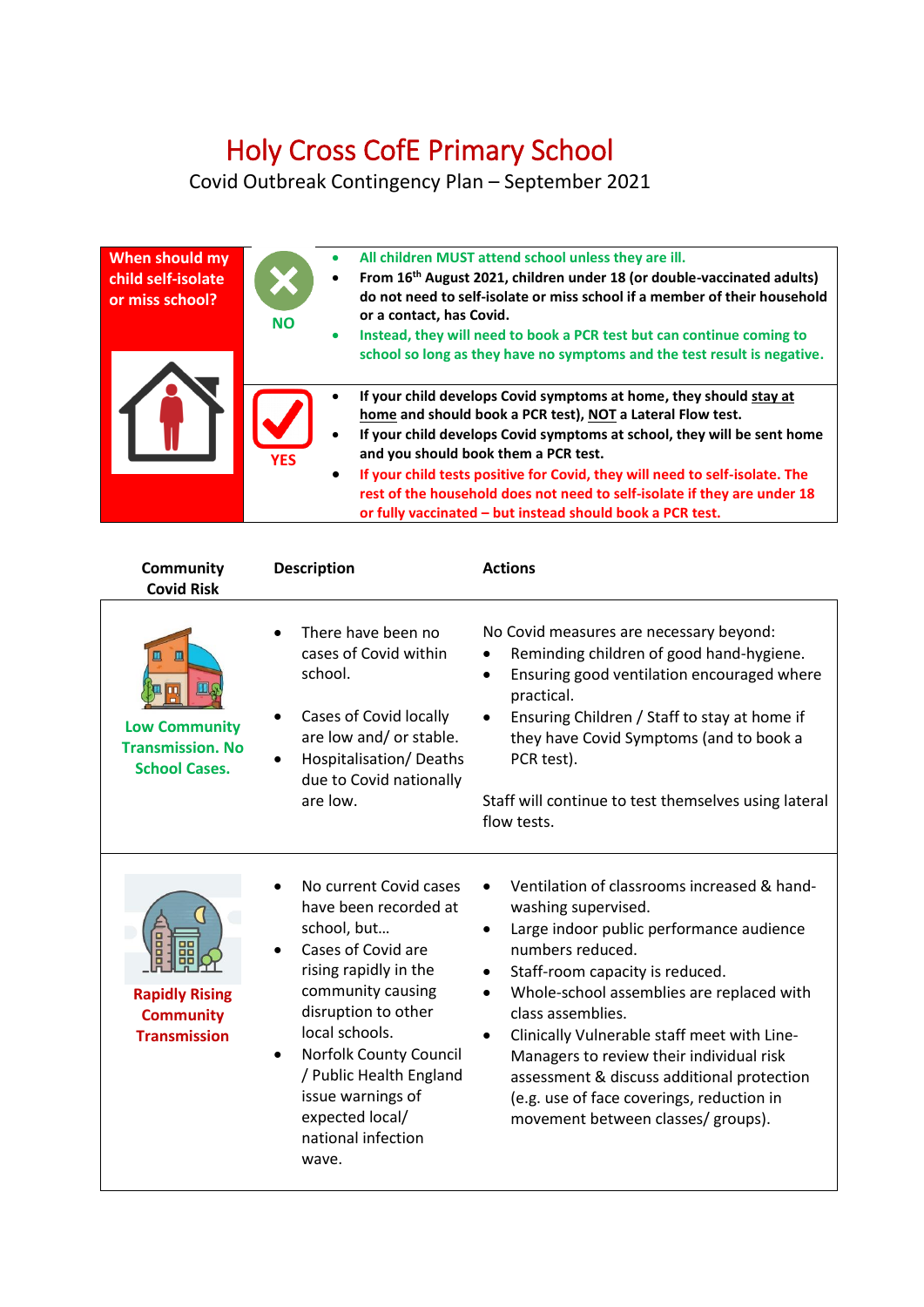# Holy Cross CofE Primary School

Covid Outbreak Contingency Plan – September 2021

| When should my child self-isolate or miss school? | | |
|---|---|---|
| | NO | • All children MUST attend school unless they are ill.<br>• From 16th August 2021, children under 18 (or double-vaccinated adults) do not need to self-isolate or miss school if a member of their household or a contact, has Covid.<br>• Instead, they will need to book a PCR test but can continue coming to school so long as they have no symptoms and the test result is negative. |
| | YES | • If your child develops Covid symptoms at home, they should stay at home and should book a PCR test), NOT a Lateral Flow test.<br>• If your child develops Covid symptoms at school, they will be sent home and you should book them a PCR test.<br>• If your child tests positive for Covid, they will need to self-isolate. The rest of the household does not need to self-isolate if they are under 18 or fully vaccinated – but instead should book a PCR test. |

| Community Covid Risk | Description | Actions |
|---|---|---|
| **Low Community Transmission. No School Cases.** | • There have been no cases of Covid within school.<br>• Cases of Covid locally are low and/ or stable.<br>• Hospitalisation/ Deaths due to Covid nationally are low. | No Covid measures are necessary beyond:<br>• Reminding children of good hand-hygiene.<br>• Ensuring good ventilation encouraged where practical.<br>• Ensuring Children / Staff to stay at home if they have Covid Symptoms (and to book a PCR test).<br><br>Staff will continue to test themselves using lateral flow tests. |
| **Rapidly Rising Community Transmission** | • No current Covid cases have been recorded at school, but…<br>• Cases of Covid are rising rapidly in the community causing disruption to other local schools.<br>• Norfolk County Council / Public Health England issue warnings of expected local/ national infection wave. | • Ventilation of classrooms increased & hand-washing supervised.<br>• Large indoor public performance audience numbers reduced.<br>• Staff-room capacity is reduced.<br>• Whole-school assemblies are replaced with class assemblies.<br>• Clinically Vulnerable staff meet with Line-Managers to review their individual risk assessment & discuss additional protection (e.g. use of face coverings, reduction in movement between classes/ groups). |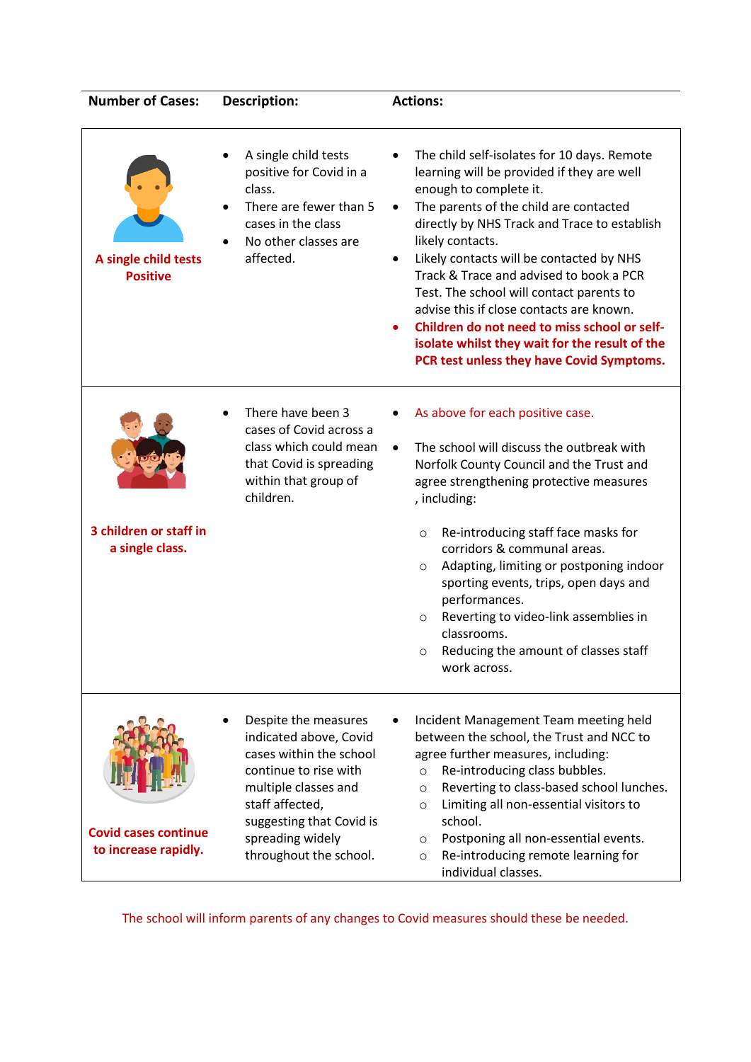| Number of Cases: | Description: | Actions: |
|---|---|---|
| **A single child tests Positive** | • A single child tests positive for Covid in a class.<br>• There are fewer than 5 cases in the class<br>• No other classes are affected. | • The child self-isolates for 10 days. Remote learning will be provided if they are well enough to complete it.<br>• The parents of the child are contacted directly by NHS Track and Trace to establish likely contacts.<br>• Likely contacts will be contacted by NHS Track & Trace and advised to book a PCR Test. The school will contact parents to advise this if close contacts are known.<br>• **Children do not need to miss school or self-isolate whilst they wait for the result of the PCR test unless they have Covid Symptoms.** |
| **3 children or staff in a single class.** | • There have been 3 cases of Covid across a class which could mean that Covid is spreading within that group of children. | • As above for each positive case.<br>• The school will discuss the outbreak with Norfolk County Council and the Trust and agree strengthening protective measures , including:<br>  ○ Re-introducing staff face masks for corridors & communal areas.<br>  ○ Adapting, limiting or postponing indoor sporting events, trips, open days and performances.<br>  ○ Reverting to video-link assemblies in classrooms.<br>  ○ Reducing the amount of classes staff work across. |
| **Covid cases continue to increase rapidly.** | • Despite the measures indicated above, Covid cases within the school continue to rise with multiple classes and staff affected, suggesting that Covid is spreading widely throughout the school. | • Incident Management Team meeting held between the school, the Trust and NCC to agree further measures, including:<br>  ○ Re-introducing class bubbles.<br>  ○ Reverting to class-based school lunches.<br>  ○ Limiting all non-essential visitors to school.<br>  ○ Postponing all non-essential events.<br>  ○ Re-introducing remote learning for individual classes. |

The school will inform parents of any changes to Covid measures should these be needed.